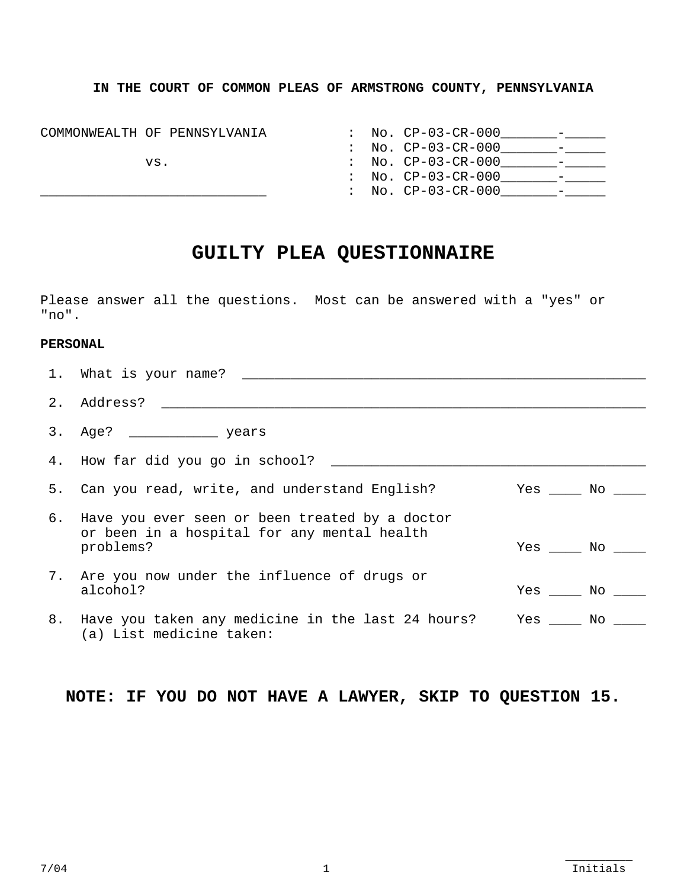**IN THE COURT OF COMMON PLEAS OF ARMSTRONG COUNTY, PENNSYLVANIA**

| | | |
|---|---|---|
| COMMONWEALTH OF PENNSYLVANIA | : | No. CP-03-CR-000_______-_____ |
| | : | No. CP-03-CR-000_______-_____ |
| vs. | : | No. CP-03-CR-000_______-_____ |
| | : | No. CP-03-CR-000_______-_____ |
| ____________________________ | : | No. CP-03-CR-000_______-_____ |

# GUILTY PLEA QUESTIONNAIRE

Please answer all the questions. Most can be answered with a "yes" or "no".

**PERSONAL**

1. What is your name? ______________________________________________________

2. Address? ______________________________________________________________

3. Age? ___________ years

4. How far did you go in school? _______________________________________

5. Can you read, write, and understand English? Yes ____ No ____

6. Have you ever seen or been treated by a doctor or been in a hospital for any mental health problems? Yes ____ No ____

7. Are you now under the influence of drugs or alcohol? Yes ____ No ____

8. Have you taken any medicine in the last 24 hours? Yes ____ No ____
   (a) List medicine taken:

## NOTE: IF YOU DO NOT HAVE A LAWYER, SKIP TO QUESTION 15.

7/04

_________ Initials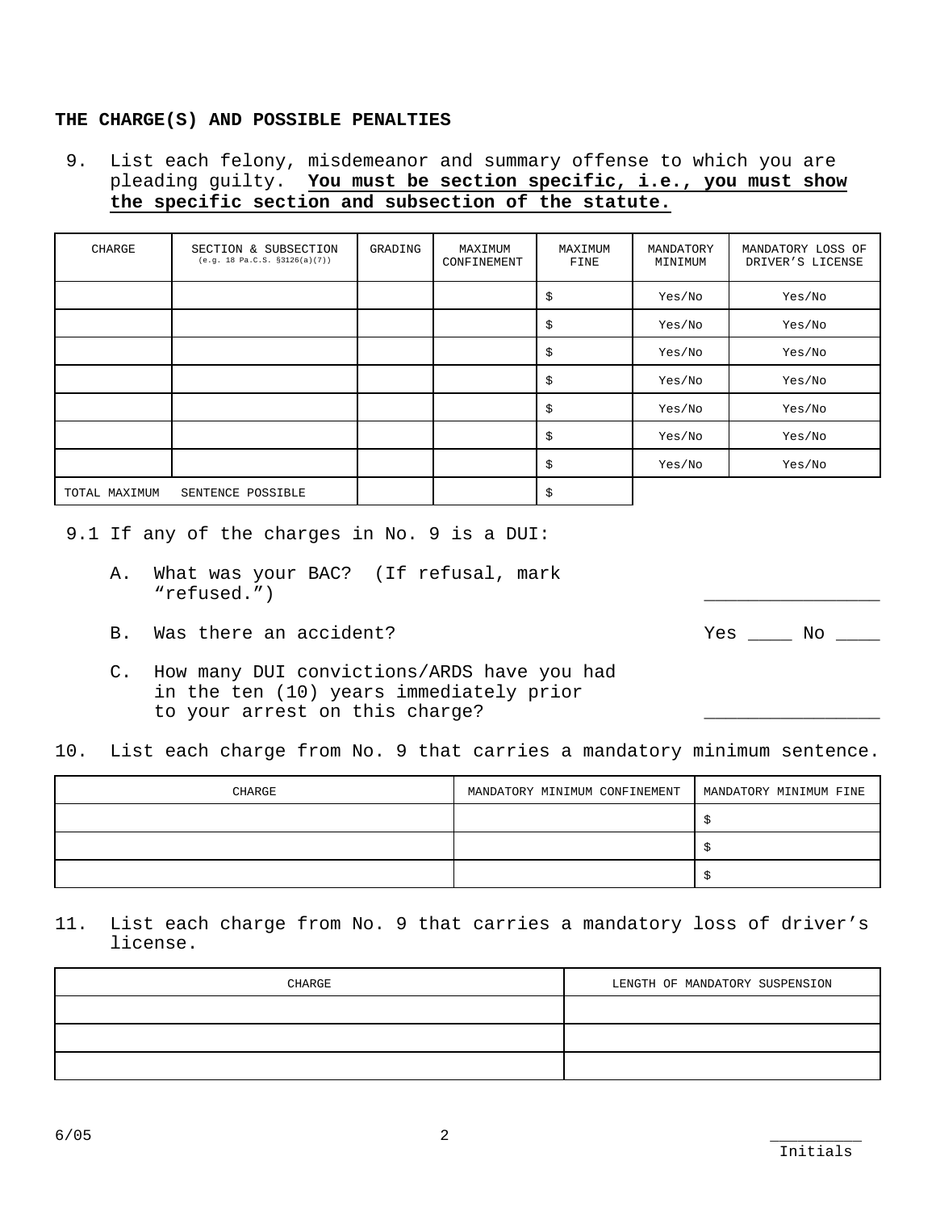## THE CHARGE(S) AND POSSIBLE PENALTIES

9. List each felony, misdemeanor and summary offense to which you are pleading guilty. **You must be section specific, i.e., you must show the specific section and subsection of the statute.**

| CHARGE | SECTION & SUBSECTION (e.g. 18 Pa.C.S. §3126(a)(7)) | GRADING | MAXIMUM CONFINEMENT | MAXIMUM FINE | MANDATORY MINIMUM | MANDATORY LOSS OF DRIVER'S LICENSE |
|---|---|---|---|---|---|---|
| | | | | $ | Yes/No | Yes/No |
| | | | | $ | Yes/No | Yes/No |
| | | | | $ | Yes/No | Yes/No |
| | | | | $ | Yes/No | Yes/No |
| | | | | $ | Yes/No | Yes/No |
| | | | | $ | Yes/No | Yes/No |
| | | | | $ | Yes/No | Yes/No |
| TOTAL MAXIMUM | SENTENCE POSSIBLE | | | $ | | |

9.1 If any of the charges in No. 9 is a DUI:

A. What was your BAC? (If refusal, mark "refused.") _________________

B. Was there an accident? Yes ____ No ____

C. How many DUI convictions/ARDS have you had in the ten (10) years immediately prior to your arrest on this charge? ________________

10. List each charge from No. 9 that carries a mandatory minimum sentence.

| CHARGE | MANDATORY MINIMUM CONFINEMENT | MANDATORY MINIMUM FINE |
|---|---|---|
| | | $ |
| | | $ |
| | | $ |

11. List each charge from No. 9 that carries a mandatory loss of driver's license.

| CHARGE | LENGTH OF MANDATORY SUSPENSION |
|---|---|
| | |
| | |
| | |

6/05

__________ Initials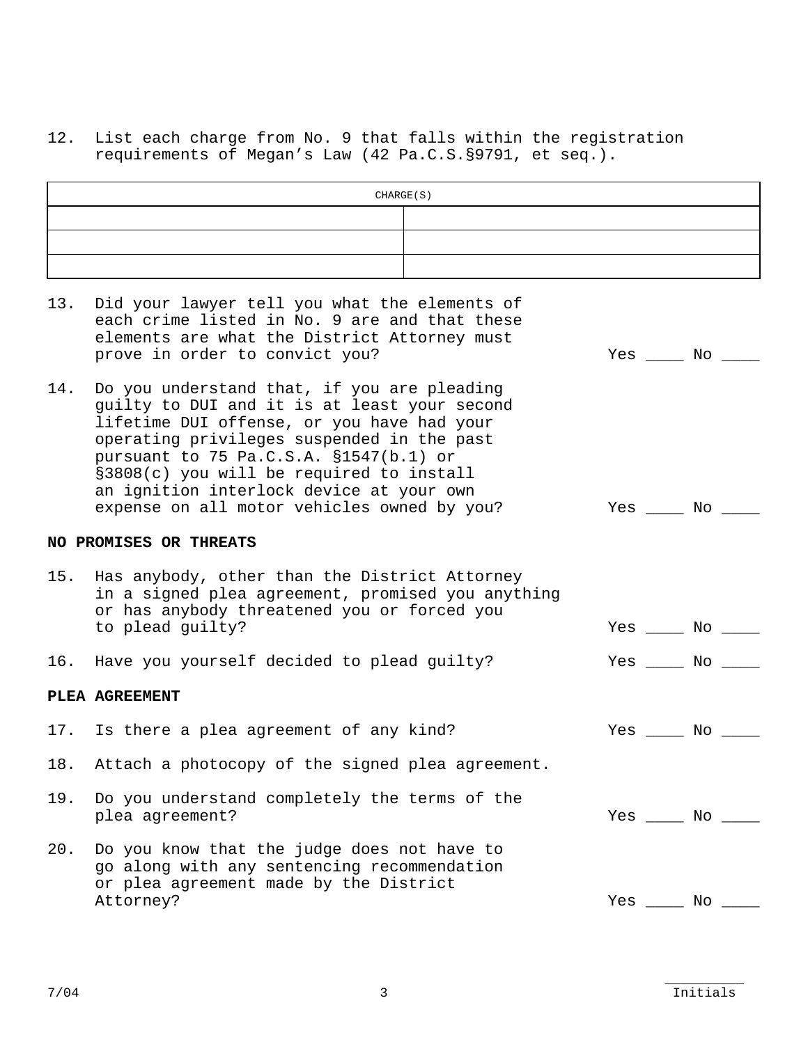12. List each charge from No. 9 that falls within the registration requirements of Megan's Law (42 Pa.C.S.§9791, et seq.).

| CHARGE(S) | |
|---|---|
| | |
| | |
| | |

13. Did your lawyer tell you what the elements of each crime listed in No. 9 are and that these elements are what the District Attorney must prove in order to convict you? Yes ____ No ____

14. Do you understand that, if you are pleading guilty to DUI and it is at least your second lifetime DUI offense, or you have had your operating privileges suspended in the past pursuant to 75 Pa.C.S.A. §1547(b.1) or §3808(c) you will be required to install an ignition interlock device at your own expense on all motor vehicles owned by you? Yes ____ No ____

**NO PROMISES OR THREATS**

15. Has anybody, other than the District Attorney in a signed plea agreement, promised you anything or has anybody threatened you or forced you to plead guilty? Yes ____ No ____

16. Have you yourself decided to plead guilty? Yes ____ No ____

**PLEA AGREEMENT**

17. Is there a plea agreement of any kind? Yes ____ No ____

18. Attach a photocopy of the signed plea agreement.

19. Do you understand completely the terms of the plea agreement? Yes ____ No ____

20. Do you know that the judge does not have to go along with any sentencing recommendation or plea agreement made by the District Attorney? Yes ____ No ____

7/04

__________ Initials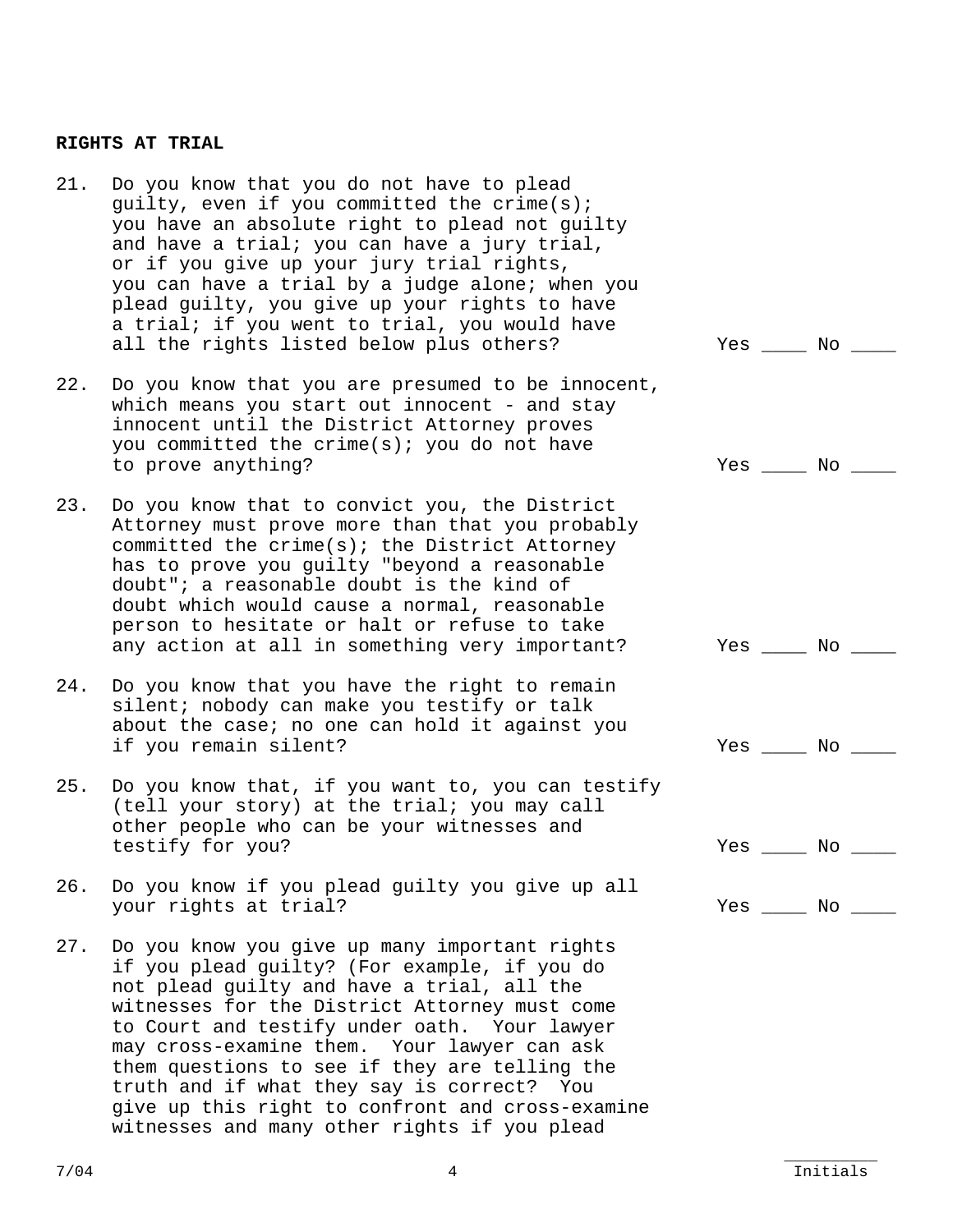**RIGHTS AT TRIAL**

21. Do you know that you do not have to plead guilty, even if you committed the crime(s); you have an absolute right to plead not guilty and have a trial; you can have a jury trial, or if you give up your jury trial rights, you can have a trial by a judge alone; when you plead guilty, you give up your rights to have a trial; if you went to trial, you would have all the rights listed below plus others? Yes ____ No ____

22. Do you know that you are presumed to be innocent, which means you start out innocent - and stay innocent until the District Attorney proves you committed the crime(s); you do not have to prove anything? Yes ____ No ____

23. Do you know that to convict you, the District Attorney must prove more than that you probably committed the crime(s); the District Attorney has to prove you guilty "beyond a reasonable doubt"; a reasonable doubt is the kind of doubt which would cause a normal, reasonable person to hesitate or halt or refuse to take any action at all in something very important? Yes ____ No ____

24. Do you know that you have the right to remain silent; nobody can make you testify or talk about the case; no one can hold it against you if you remain silent? Yes ____ No ____

25. Do you know that, if you want to, you can testify (tell your story) at the trial; you may call other people who can be your witnesses and testify for you? Yes ____ No ____

26. Do you know if you plead guilty you give up all your rights at trial? Yes ____ No ____

27. Do you know you give up many important rights if you plead guilty? (For example, if you do not plead guilty and have a trial, all the witnesses for the District Attorney must come to Court and testify under oath. Your lawyer may cross-examine them. Your lawyer can ask them questions to see if they are telling the truth and if what they say is correct? You give up this right to confront and cross-examine witnesses and many other rights if you plead

7/04 __________ Initials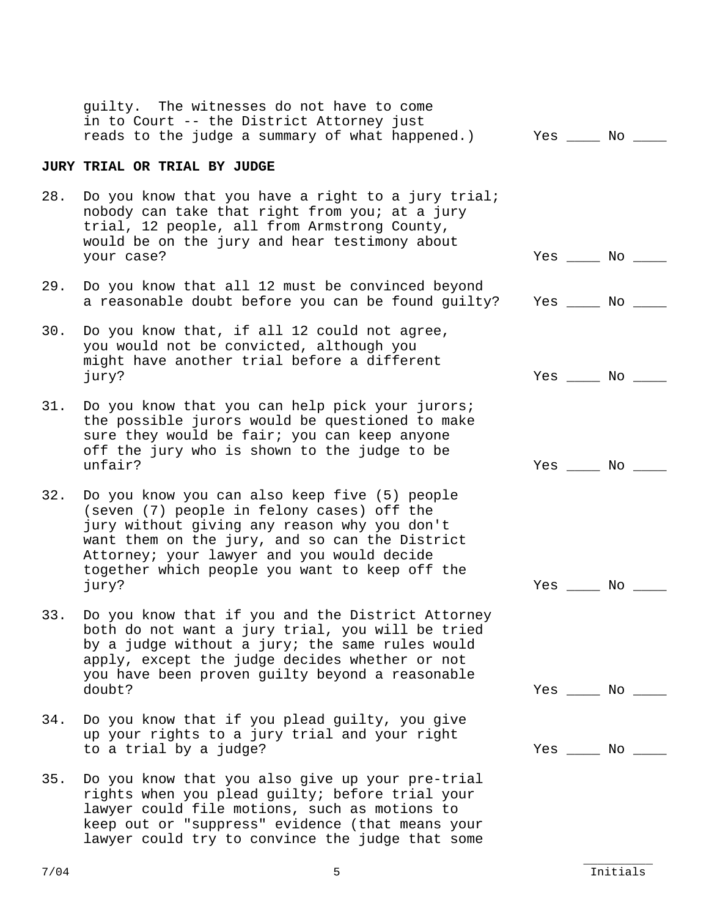guilty. The witnesses do not have to come in to Court -- the District Attorney just reads to the judge a summary of what happened.) Yes ____ No ____

**JURY TRIAL OR TRIAL BY JUDGE**

28. Do you know that you have a right to a jury trial; nobody can take that right from you; at a jury trial, 12 people, all from Armstrong County, would be on the jury and hear testimony about your case? Yes ____ No ____

29. Do you know that all 12 must be convinced beyond a reasonable doubt before you can be found guilty? Yes ____ No ____

30. Do you know that, if all 12 could not agree, you would not be convicted, although you might have another trial before a different jury? Yes ____ No ____

31. Do you know that you can help pick your jurors; the possible jurors would be questioned to make sure they would be fair; you can keep anyone off the jury who is shown to the judge to be unfair? Yes ____ No ____

32. Do you know you can also keep five (5) people (seven (7) people in felony cases) off the jury without giving any reason why you don't want them on the jury, and so can the District Attorney; your lawyer and you would decide together which people you want to keep off the jury? Yes ____ No ____

33. Do you know that if you and the District Attorney both do not want a jury trial, you will be tried by a judge without a jury; the same rules would apply, except the judge decides whether or not you have been proven guilty beyond a reasonable doubt? Yes ____ No ____

34. Do you know that if you plead guilty, you give up your rights to a jury trial and your right to a trial by a judge? Yes ____ No ____

35. Do you know that you also give up your pre-trial rights when you plead guilty; before trial your lawyer could file motions, such as motions to keep out or "suppress" evidence (that means your lawyer could try to convince the judge that some

7/04

__________ Initials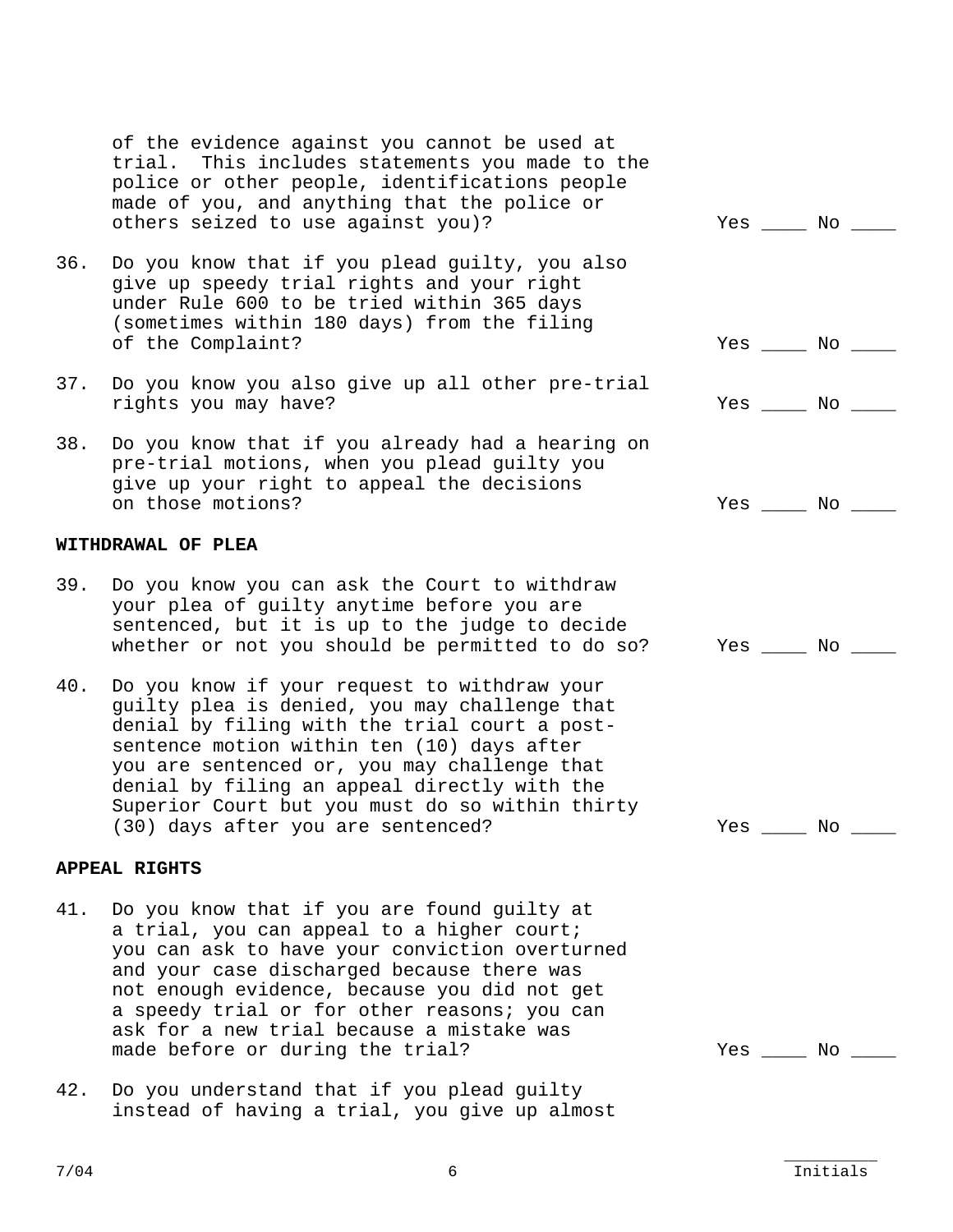of the evidence against you cannot be used at trial. This includes statements you made to the police or other people, identifications people made of you, and anything that the police or others seized to use against you)? Yes ____ No ____

36. Do you know that if you plead guilty, you also give up speedy trial rights and your right under Rule 600 to be tried within 365 days (sometimes within 180 days) from the filing of the Complaint? Yes ____ No ____

37. Do you know you also give up all other pre-trial rights you may have? Yes ____ No ____

38. Do you know that if you already had a hearing on pre-trial motions, when you plead guilty you give up your right to appeal the decisions on those motions? Yes ____ No ____

**WITHDRAWAL OF PLEA**

39. Do you know you can ask the Court to withdraw your plea of guilty anytime before you are sentenced, but it is up to the judge to decide whether or not you should be permitted to do so? Yes ____ No ____

40. Do you know if your request to withdraw your guilty plea is denied, you may challenge that denial by filing with the trial court a post-sentence motion within ten (10) days after you are sentenced or, you may challenge that denial by filing an appeal directly with the Superior Court but you must do so within thirty (30) days after you are sentenced? Yes ____ No ____

**APPEAL RIGHTS**

41. Do you know that if you are found guilty at a trial, you can appeal to a higher court; you can ask to have your conviction overturned and your case discharged because there was not enough evidence, because you did not get a speedy trial or for other reasons; you can ask for a new trial because a mistake was made before or during the trial? Yes ____ No ____

42. Do you understand that if you plead guilty instead of having a trial, you give up almost

7/04

__________
Initials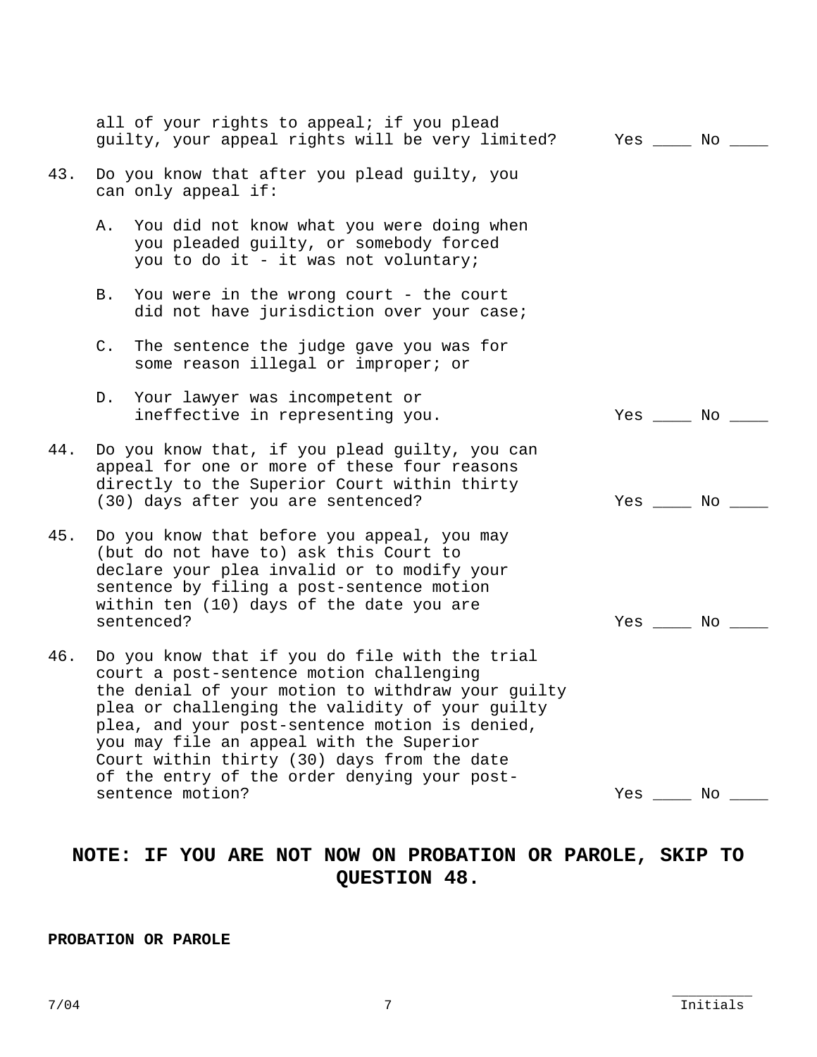all of your rights to appeal; if you plead guilty, your appeal rights will be very limited? Yes ____ No ____

43. Do you know that after you plead guilty, you can only appeal if:

    A. You did not know what you were doing when you pleaded guilty, or somebody forced you to do it - it was not voluntary;

    B. You were in the wrong court - the court did not have jurisdiction over your case;

    C. The sentence the judge gave you was for some reason illegal or improper; or

    D. Your lawyer was incompetent or ineffective in representing you. Yes ____ No ____

44. Do you know that, if you plead guilty, you can appeal for one or more of these four reasons directly to the Superior Court within thirty (30) days after you are sentenced? Yes ____ No ____

45. Do you know that before you appeal, you may (but do not have to) ask this Court to declare your plea invalid or to modify your sentence by filing a post-sentence motion within ten (10) days of the date you are sentenced? Yes ____ No ____

46. Do you know that if you do file with the trial court a post-sentence motion challenging the denial of your motion to withdraw your guilty plea or challenging the validity of your guilty plea, and your post-sentence motion is denied, you may file an appeal with the Superior Court within thirty (30) days from the date of the entry of the order denying your post-sentence motion? Yes ____ No ____

**NOTE: IF YOU ARE NOT NOW ON PROBATION OR PAROLE, SKIP TO QUESTION 48.**

**PROBATION OR PAROLE**

7/04

__________ Initials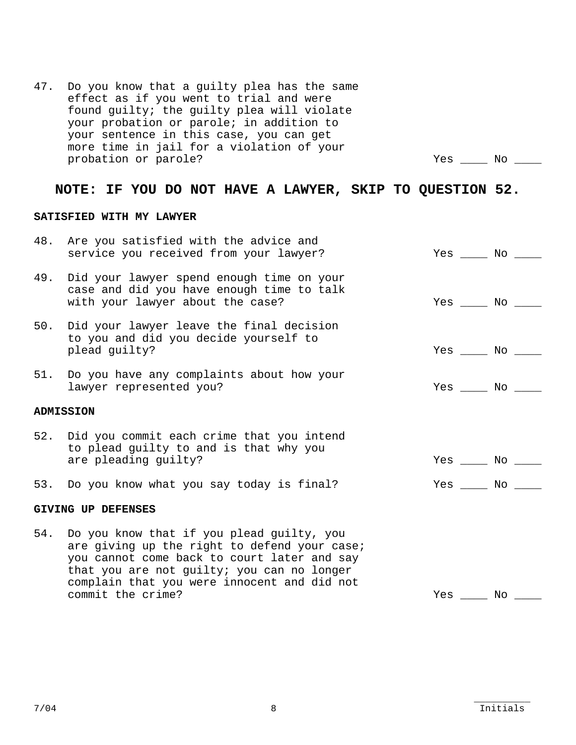47. Do you know that a guilty plea has the same effect as if you went to trial and were found guilty; the guilty plea will violate your probation or parole; in addition to your sentence in this case, you can get more time in jail for a violation of your probation or parole? Yes ____ No ____

**NOTE: IF YOU DO NOT HAVE A LAWYER, SKIP TO QUESTION 52.**

**SATISFIED WITH MY LAWYER**

48. Are you satisfied with the advice and service you received from your lawyer? Yes ____ No ____

49. Did your lawyer spend enough time on your case and did you have enough time to talk with your lawyer about the case? Yes ____ No ____

50. Did your lawyer leave the final decision to you and did you decide yourself to plead guilty? Yes ____ No ____

51. Do you have any complaints about how your lawyer represented you? Yes ____ No ____

**ADMISSION**

52. Did you commit each crime that you intend to plead guilty to and is that why you are pleading guilty? Yes ____ No ____

53. Do you know what you say today is final? Yes ____ No ____

**GIVING UP DEFENSES**

54. Do you know that if you plead guilty, you are giving up the right to defend your case; you cannot come back to court later and say that you are not guilty; you can no longer complain that you were innocent and did not commit the crime? Yes ____ No ____

7/04

__________ Initials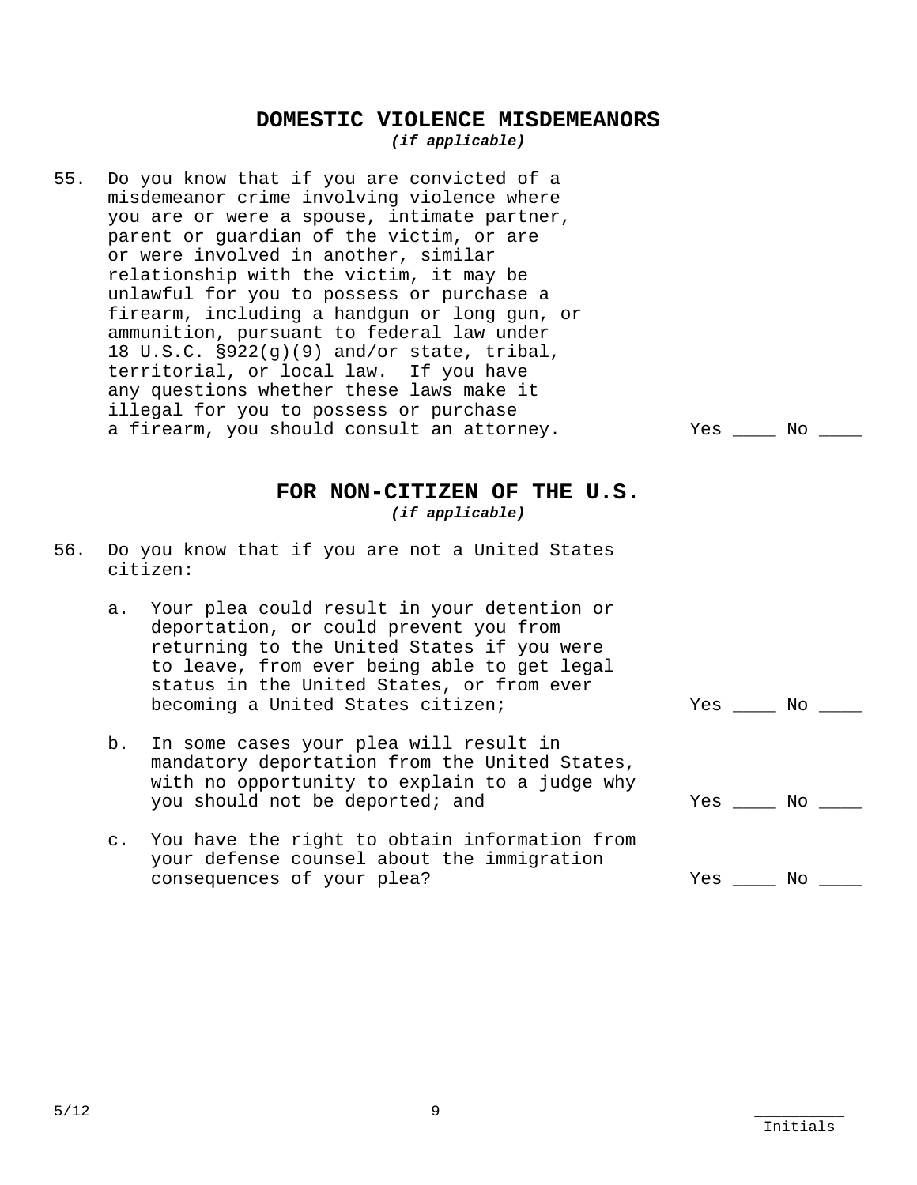## DOMESTIC VIOLENCE MISDEMEANORS

***(if applicable)***

55. Do you know that if you are convicted of a misdemeanor crime involving violence where you are or were a spouse, intimate partner, parent or guardian of the victim, or are or were involved in another, similar relationship with the victim, it may be unlawful for you to possess or purchase a firearm, including a handgun or long gun, or ammunition, pursuant to federal law under 18 U.S.C. §922(g)(9) and/or state, tribal, territorial, or local law. If you have any questions whether these laws make it illegal for you to possess or purchase a firearm, you should consult an attorney. Yes ____ No ____

## FOR NON-CITIZEN OF THE U.S.

***(if applicable)***

56. Do you know that if you are not a United States citizen:

    a. Your plea could result in your detention or deportation, or could prevent you from returning to the United States if you were to leave, from ever being able to get legal status in the United States, or from ever becoming a United States citizen; Yes ____ No ____

    b. In some cases your plea will result in mandatory deportation from the United States, with no opportunity to explain to a judge why you should not be deported; and Yes ____ No ____

    c. You have the right to obtain information from your defense counsel about the immigration consequences of your plea? Yes ____ No ____

5/12

__________
Initials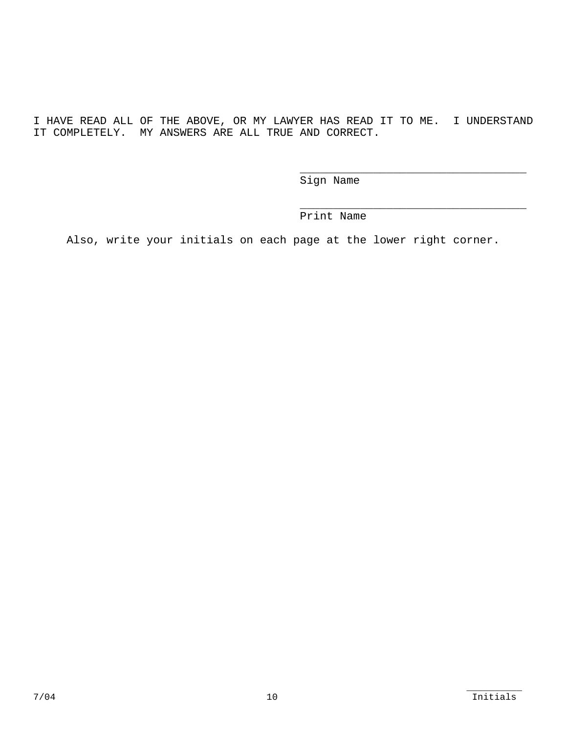I HAVE READ ALL OF THE ABOVE, OR MY LAWYER HAS READ IT TO ME. I UNDERSTAND IT COMPLETELY. MY ANSWERS ARE ALL TRUE AND CORRECT.

____________________________________
Sign Name

____________________________________
Print Name

Also, write your initials on each page at the lower right corner.

7/04

__________
Initials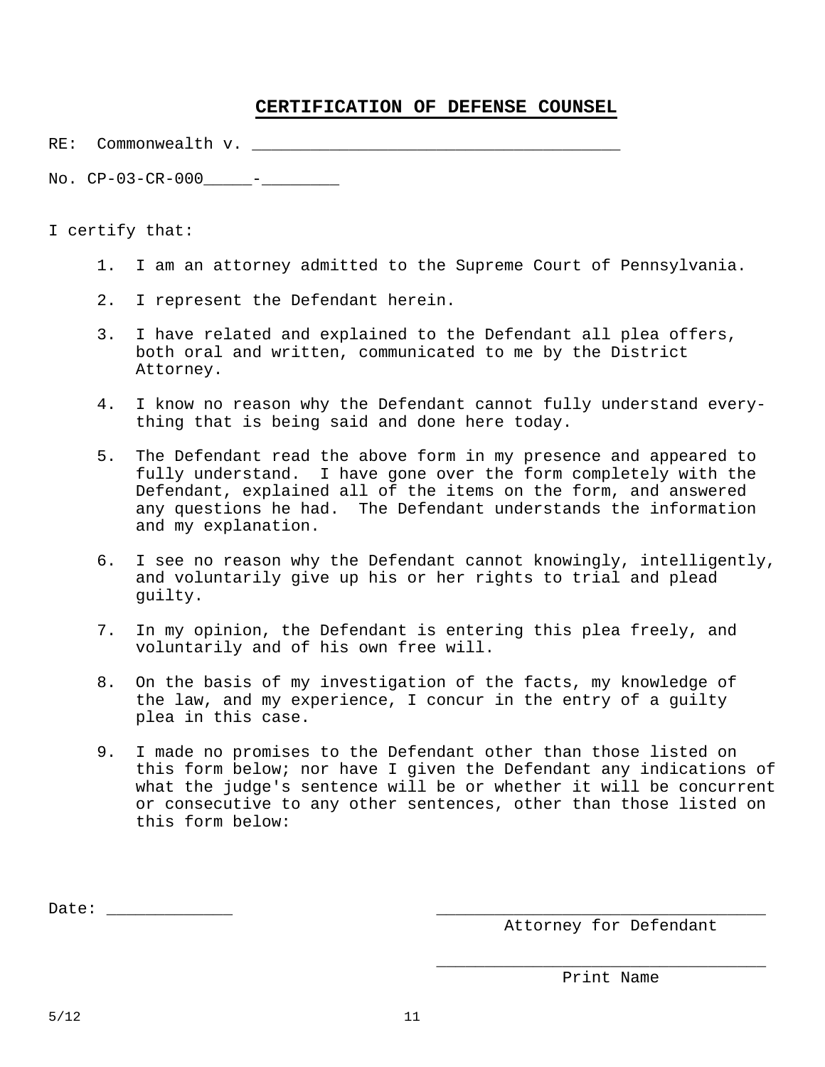## **CERTIFICATION OF DEFENSE COUNSEL**

RE: Commonwealth v. _____________________________________

No. CP-03-CR-000_____-________

I certify that:

1. I am an attorney admitted to the Supreme Court of Pennsylvania.

2. I represent the Defendant herein.

3. I have related and explained to the Defendant all plea offers, both oral and written, communicated to me by the District Attorney.

4. I know no reason why the Defendant cannot fully understand everything that is being said and done here today.

5. The Defendant read the above form in my presence and appeared to fully understand. I have gone over the form completely with the Defendant, explained all of the items on the form, and answered any questions he had. The Defendant understands the information and my explanation.

6. I see no reason why the Defendant cannot knowingly, intelligently, and voluntarily give up his or her rights to trial and plead guilty.

7. In my opinion, the Defendant is entering this plea freely, and voluntarily and of his own free will.

8. On the basis of my investigation of the facts, my knowledge of the law, and my experience, I concur in the entry of a guilty plea in this case.

9. I made no promises to the Defendant other than those listed on this form below; nor have I given the Defendant any indications of what the judge's sentence will be or whether it will be concurrent or consecutive to any other sentences, other than those listed on this form below:

Date: _____________

__________________________________
Attorney for Defendant

__________________________________
Print Name

5/12